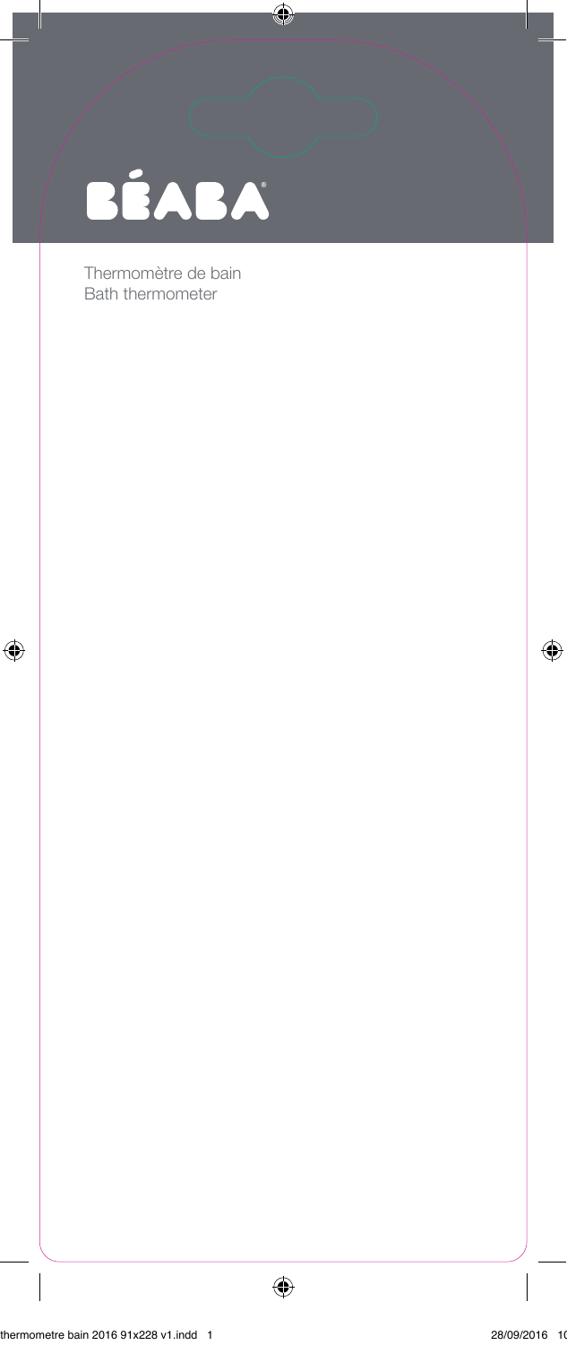BÉABA

Thermomètre de bain
Bath thermometer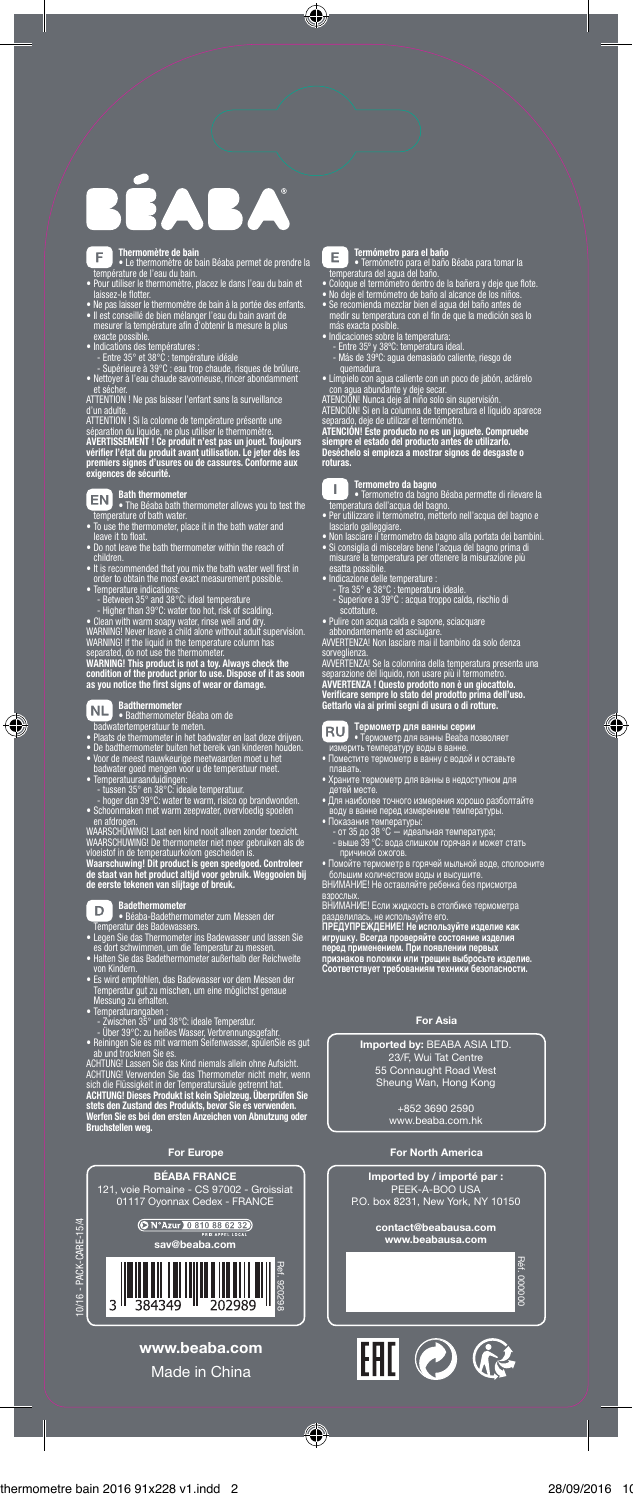# BÉABA

## F — Thermomètre de bain

• Le thermomètre de bain Béaba permet de prendre la température de l'eau du bain.
• Pour utiliser le thermomètre, placez le dans l'eau du bain et laissez-le flotter.
• Ne pas laisser le thermomètre de bain à la portée des enfants.
• Il est conseillé de bien mélanger l'eau du bain avant de mesurer la température afin d'obtenir la mesure la plus exacte possible.
• Indications des températures :
  - Entre 35° et 38°C : température idéale
  - Supérieure à 39°C : eau trop chaude, risques de brûlure.
• Nettoyer à l'eau chaude savonneuse, rincer abondamment et sécher.

ATTENTION ! Ne pas laisser l'enfant sans la surveillance d'un adulte.
ATTENTION ! Si la colonne de température présente une séparation du liquide, ne plus utiliser le thermomètre.
**AVERTISSEMENT ! Ce produit n'est pas un jouet. Toujours vérifier l'état du produit avant utilisation. Le jeter dès les premiers signes d'usures ou de cassures. Conforme aux exigences de sécurité.**

## EN — Bath thermometer

• The Béaba bath thermometer allows you to test the temperature of bath water.
• To use the thermometer, place it in the bath water and leave it to float.
• Do not leave the bath thermometer within the reach of children.
• It is recommended that you mix the bath water well first in order to obtain the most exact measurement possible.
• Temperature indications:
  - Between 35° and 38°C: ideal temperature
  - Higher than 39°C: water too hot, risk of scalding.
• Clean with warm soapy water, rinse well and dry.

WARNING! Never leave a child alone without adult supervision.
WARNING! If the liquid in the temperature column has separated, do not use the thermometer.
**WARNING! This product is not a toy. Always check the condition of the product prior to use. Dispose of it as soon as you notice the first signs of wear or damage.**

## NL — Badthermometer

• Badthermometer Béaba om de badwatertemperatuur te meten.
• Plaats de thermometer in het badwater en laat deze drijven.
• De badthermometer buiten het bereik van kinderen houden.
• Voor de meest nauwkeurige meetwaarden moet u het badwater goed mengen voor u de temperatuur meet.
• Temperatuuraanduidingen:
  - tussen 35° en 38°C: ideale temperatuur.
  - hoger dan 39°C: water te warm, risico op brandwonden.
• Schoonmaken met warm zeepwater, overvloedig spoelen en afdrogen.

WAARSCHUWING! Laat een kind nooit alleen zonder toezicht.
WAARSCHUWING! De thermometer niet meer gebruiken als de vloeistof in de temperatuurkolom gescheiden is.
**Waarschuwing! Dit product is geen speelgoed. Controleer de staat van het product altijd voor gebruik. Weggooien bij de eerste tekenen van slijtage of breuk.**

## D — Badethermometer

• Béaba-Badethermometer zum Messen der Temperatur des Badewassers.
• Legen Sie das Thermometer ins Badewasser und lassen Sie es dort schwimmen, um die Temperatur zu messen.
• Halten Sie das Badethermometer außerhalb der Reichweite von Kindern.
• Es wird empfohlen, das Badewasser vor dem Messen der Temperatur gut zu mischen, um eine möglichst genaue Messung zu erhalten.
• Temperaturangaben :
  - Zwischen 35° und 38°C: ideale Temperatur.
  - Über 39°C: zu heißes Wasser, Verbrennungsgefahr.
• Reinigen Sie es mit warmem Seifenwasser, spülenSie es gut ab und trocknen Sie es.

ACHTUNG! Lassen Sie das Kind niemals allein ohne Aufsicht.
ACHTUNG! Verwenden Sie das Thermometer nicht mehr, wenn sich die Flüssigkeit in der Temperatursäule getrennt hat.
**ACHTUNG! Dieses Produkt ist kein Spielzeug. Überprüfen Sie stets den Zustand des Produkts, bevor Sie es verwenden. Werfen Sie es bei den ersten Anzeichen von Abnutzung oder Bruchstellen weg.**

## E — Termómetro para el baño

• Termómetro para el baño Béaba para tomar la temperatura del agua del baño.
• Coloque el termómetro dentro de la bañera y deje que flote.
• No deje el termómetro de baño al alcance de los niños.
• Se recomienda mezclar bien el agua del baño antes de medir su temperatura con el fin de que la medición sea lo más exacta posible.
• Indicaciones sobre la temperatura:
  - Entre 35º y 38ºC: temperatura ideal.
  - Más de 39ºC: agua demasiado caliente, riesgo de quemadura.
• Límpielo con agua caliente con un poco de jabón, aclárelo con agua abundante y deje secar.

ATENCIÓN! Nunca deje al niño solo sin supervisión.
ATENCIÓN! Si en la columna de temperatura el líquido aparece separado, deje de utilizar el termómetro.
**ATENCIÓN! Este producto no es un juguete. Compruebe siempre el estado del producto antes de utilizarlo. Deséchelo si empieza a mostrar signos de desgaste o roturas.**

## I — Termometro da bagno

• Termometro da bagno Béaba permette di rilevare la temperatura dell'acqua del bagno.
• Per utilizzare il termometro, metterlo nell'acqua del bagno e lasciarlo galleggiare.
• Non lasciare il termometro da bagno alla portata dei bambini.
• Si consiglia di miscelare bene l'acqua del bagno prima di misurare la temperatura per ottenere la misurazione più esatta possibile.
• Indicazione delle temperature :
  - Tra 35° e 38°C : temperatura ideale.
  - Superiore a 39°C : acqua troppo calda, rischio di scottature.
• Pulire con acqua calda e sapone, sciacquare abbondantemente ed asciugare.

AVVERTENZA! Non lasciare mai il bambino da solo denza sorveglianza.
AVVERTENZA! Se la colonnina della temperatura presenta una separazione del liquido, non usare più il termometro.
**AVVERTENZA ! Questo prodotto non è un giocattolo. Verificare sempre lo stato del prodotto prima dell'uso. Gettarlo via ai primi segni di usura o di rotture.**

## RU — Термометр для ванны серии

• Термометр для ванны Beaba позволяет измерить температуру воды в ванне.
• Поместите термометр в ванну с водой и оставьте плавать.
• Храните термометр для ванны в недоступном для детей месте.
• Для наиболее точного измерения хорошо разболтайте воду в ванне перед измерением температуры.
• Показания температуры:
  - от 35 до 38 °С — идеальная температура;
  - выше 39 °С: вода слишком горячая и может стать причиной ожогов.
• Помойте термометр в горячей мыльной воде, сполосните большим количеством воды и высушите.

ВНИМАНИЕ! Не оставляйте ребенка без присмотра взрослых.
ВНИМАНИЕ! Если жидкость в столбике термометра разделилась, не используйте его.
**ПРЕДУПРЕЖДЕНИЕ! Не используйте изделие как игрушку. Всегда проверяйте состояние изделия перед применением. При появлении первых признаков поломки или трещин выбросьте изделие. Соответствует требованиям техники безопасности.**

### For Europe

**BÉABA FRANCE**
121, voie Romaine - CS 97002 - Groissiat
01117 Oyonnax Cedex - FRANCE

N°Azur 0 810 88 62 32

**sav@beaba.com**

3 384349 202989

Réf. 920298

10/16 - PACK-CARE-15/4

**www.beaba.com**
Made in China

### For Asia

**Imported by:** BEABA ASIA LTD.
23/F, Wui Tat Centre
55 Connaught Road West
Sheung Wan, Hong Kong

+852 3690 2590
www.beaba.com.hk

### For North America

**Imported by / importé par :**
PEEK-A-BOO USA
P.O. box 8231, New York, NY 10150

**contact@beabausa.com**
**www.beabausa.com**

Réf. 000000